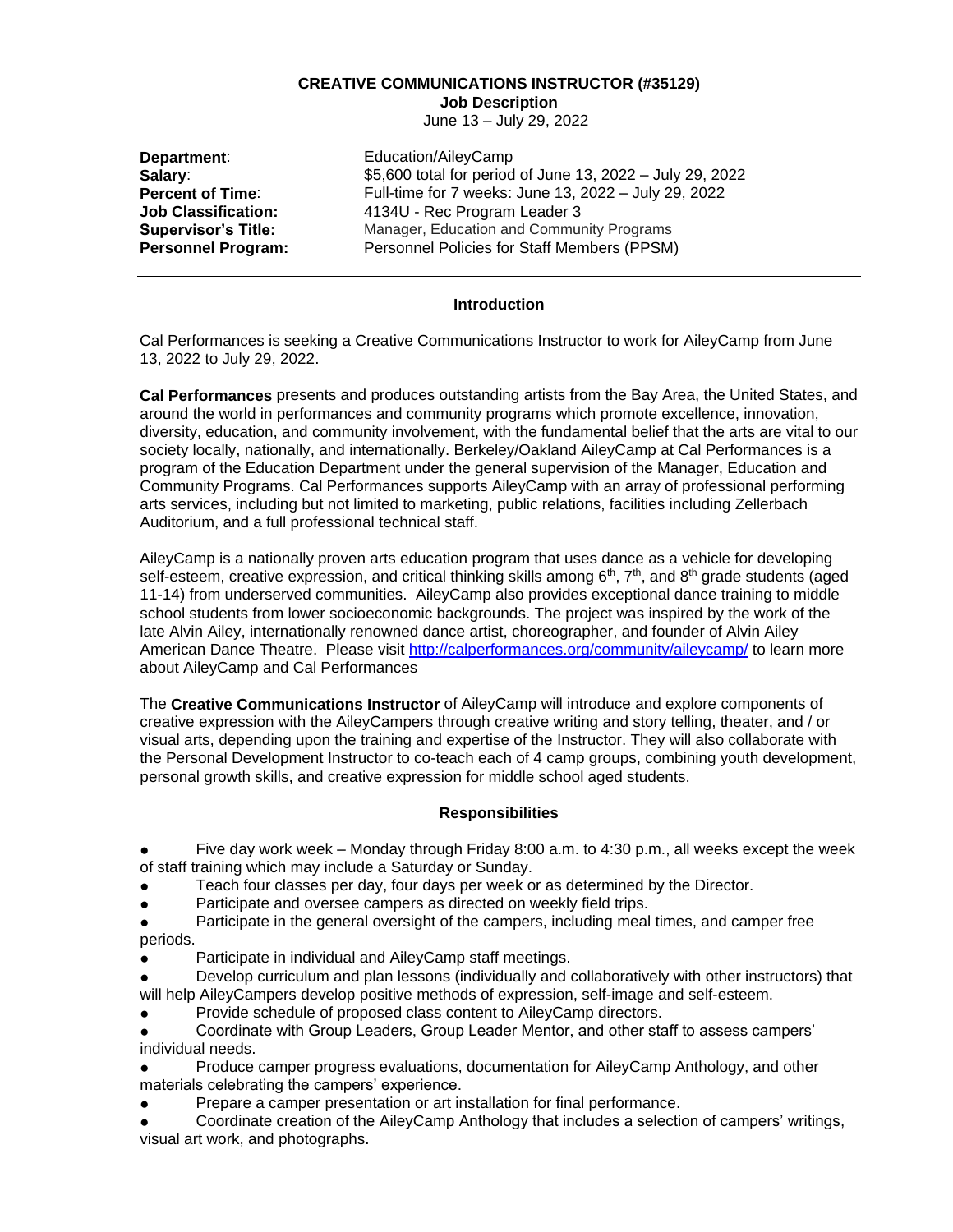# CREATIVE COMMUNICATIONS INSTRUCTOR (#35129)

**Job Description**

June 13 – July 29, 2022

| | |
|---|---|
| **Department**: | Education/AileyCamp |
| **Salary**: | $5,600 total for period of June 13, 2022 – July 29, 2022 |
| **Percent of Time**: | Full-time for 7 weeks: June 13, 2022 – July 29, 2022 |
| **Job Classification:** | 4134U - Rec Program Leader 3 |
| **Supervisor's Title:** | Manager, Education and Community Programs |
| **Personnel Program:** | Personnel Policies for Staff Members (PPSM) |

---

## Introduction

Cal Performances is seeking a Creative Communications Instructor to work for AileyCamp from June 13, 2022 to July 29, 2022.

**Cal Performances** presents and produces outstanding artists from the Bay Area, the United States, and around the world in performances and community programs which promote excellence, innovation, diversity, education, and community involvement, with the fundamental belief that the arts are vital to our society locally, nationally, and internationally. Berkeley/Oakland AileyCamp at Cal Performances is a program of the Education Department under the general supervision of the Manager, Education and Community Programs. Cal Performances supports AileyCamp with an array of professional performing arts services, including but not limited to marketing, public relations, facilities including Zellerbach Auditorium, and a full professional technical staff.

AileyCamp is a nationally proven arts education program that uses dance as a vehicle for developing self-esteem, creative expression, and critical thinking skills among 6th, 7th, and 8th grade students (aged 11-14) from underserved communities. AileyCamp also provides exceptional dance training to middle school students from lower socioeconomic backgrounds. The project was inspired by the work of the late Alvin Ailey, internationally renowned dance artist, choreographer, and founder of Alvin Ailey American Dance Theatre. Please visit http://calperformances.org/community/aileycamp/ to learn more about AileyCamp and Cal Performances

The **Creative Communications Instructor** of AileyCamp will introduce and explore components of creative expression with the AileyCampers through creative writing and story telling, theater, and / or visual arts, depending upon the training and expertise of the Instructor. They will also collaborate with the Personal Development Instructor to co-teach each of 4 camp groups, combining youth development, personal growth skills, and creative expression for middle school aged students.

## Responsibilities

- Five day work week – Monday through Friday 8:00 a.m. to 4:30 p.m., all weeks except the week of staff training which may include a Saturday or Sunday.
- Teach four classes per day, four days per week or as determined by the Director.
- Participate and oversee campers as directed on weekly field trips.
- Participate in the general oversight of the campers, including meal times, and camper free periods.
- Participate in individual and AileyCamp staff meetings.
- Develop curriculum and plan lessons (individually and collaboratively with other instructors) that will help AileyCampers develop positive methods of expression, self-image and self-esteem.
- Provide schedule of proposed class content to AileyCamp directors.
- Coordinate with Group Leaders, Group Leader Mentor, and other staff to assess campers' individual needs.
- Produce camper progress evaluations, documentation for AileyCamp Anthology, and other materials celebrating the campers' experience.
- Prepare a camper presentation or art installation for final performance.
- Coordinate creation of the AileyCamp Anthology that includes a selection of campers' writings, visual art work, and photographs.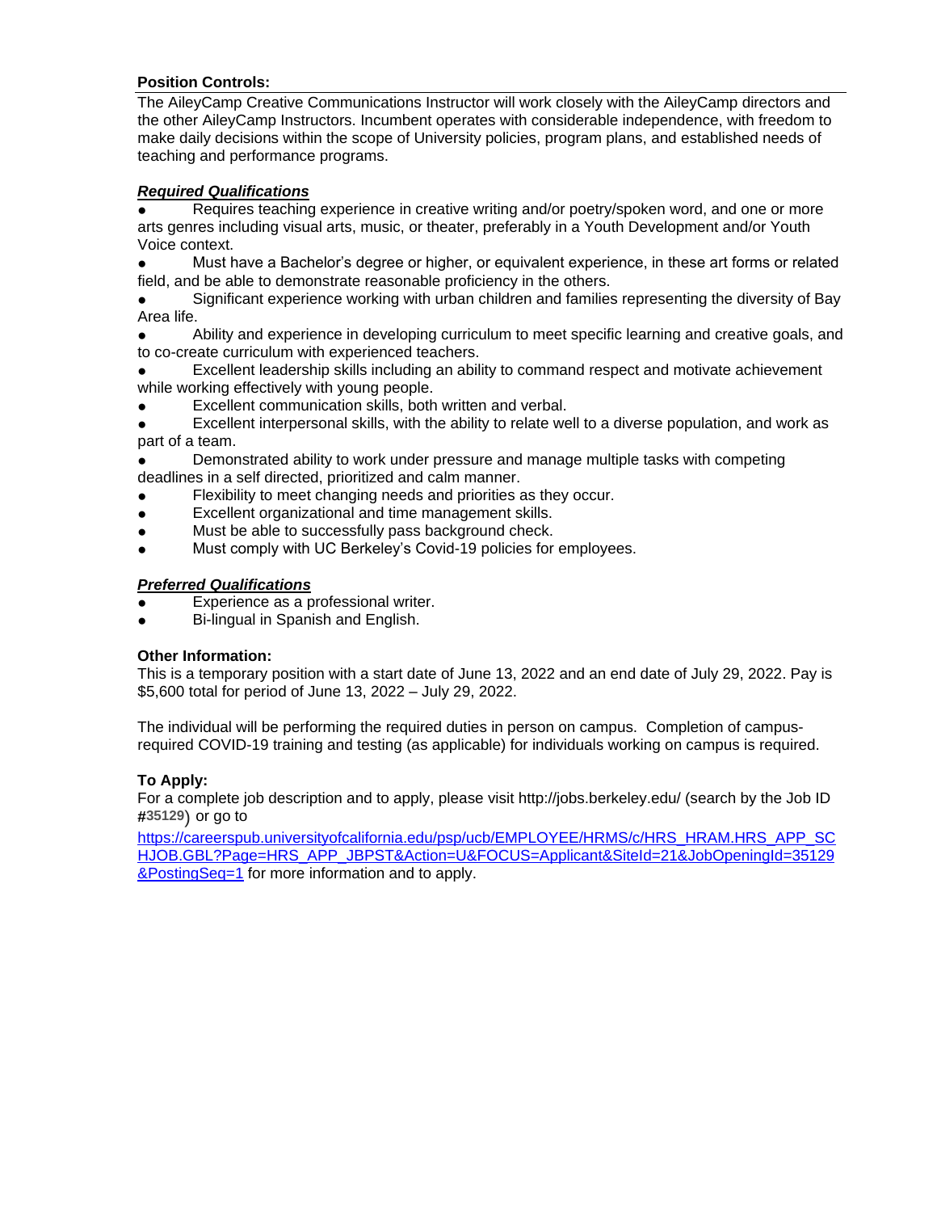**Position Controls:**

The AileyCamp Creative Communications Instructor will work closely with the AileyCamp directors and the other AileyCamp Instructors. Incumbent operates with considerable independence, with freedom to make daily decisions within the scope of University policies, program plans, and established needs of teaching and performance programs.

***Required Qualifications***

- Requires teaching experience in creative writing and/or poetry/spoken word, and one or more arts genres including visual arts, music, or theater, preferably in a Youth Development and/or Youth Voice context.
- Must have a Bachelor's degree or higher, or equivalent experience, in these art forms or related field, and be able to demonstrate reasonable proficiency in the others.
- Significant experience working with urban children and families representing the diversity of Bay Area life.
- Ability and experience in developing curriculum to meet specific learning and creative goals, and to co-create curriculum with experienced teachers.
- Excellent leadership skills including an ability to command respect and motivate achievement while working effectively with young people.
- Excellent communication skills, both written and verbal.
- Excellent interpersonal skills, with the ability to relate well to a diverse population, and work as part of a team.
- Demonstrated ability to work under pressure and manage multiple tasks with competing deadlines in a self directed, prioritized and calm manner.
- Flexibility to meet changing needs and priorities as they occur.
- Excellent organizational and time management skills.
- Must be able to successfully pass background check.
- Must comply with UC Berkeley's Covid-19 policies for employees.

***Preferred Qualifications***

- Experience as a professional writer.
- Bi-lingual in Spanish and English.

**Other Information:**

This is a temporary position with a start date of June 13, 2022 and an end date of July 29, 2022. Pay is $5,600 total for period of June 13, 2022 – July 29, 2022.

The individual will be performing the required duties in person on campus. Completion of campus-required COVID-19 training and testing (as applicable) for individuals working on campus is required.

**To Apply:**

For a complete job description and to apply, please visit http://jobs.berkeley.edu/ (search by the Job ID #35129) or go to [https://careerspub.universityofcalifornia.edu/psp/ucb/EMPLOYEE/HRMS/c/HRS_HRAM.HRS_APP_SCHJOB.GBL?Page=HRS_APP_JBPST&Action=U&FOCUS=Applicant&SiteId=21&JobOpeningId=35129&PostingSeq=1](https://careerspub.universityofcalifornia.edu/psp/ucb/EMPLOYEE/HRMS/c/HRS_HRAM.HRS_APP_SCHJOB.GBL?Page=HRS_APP_JBPST&Action=U&FOCUS=Applicant&SiteId=21&JobOpeningId=35129&PostingSeq=1) for more information and to apply.